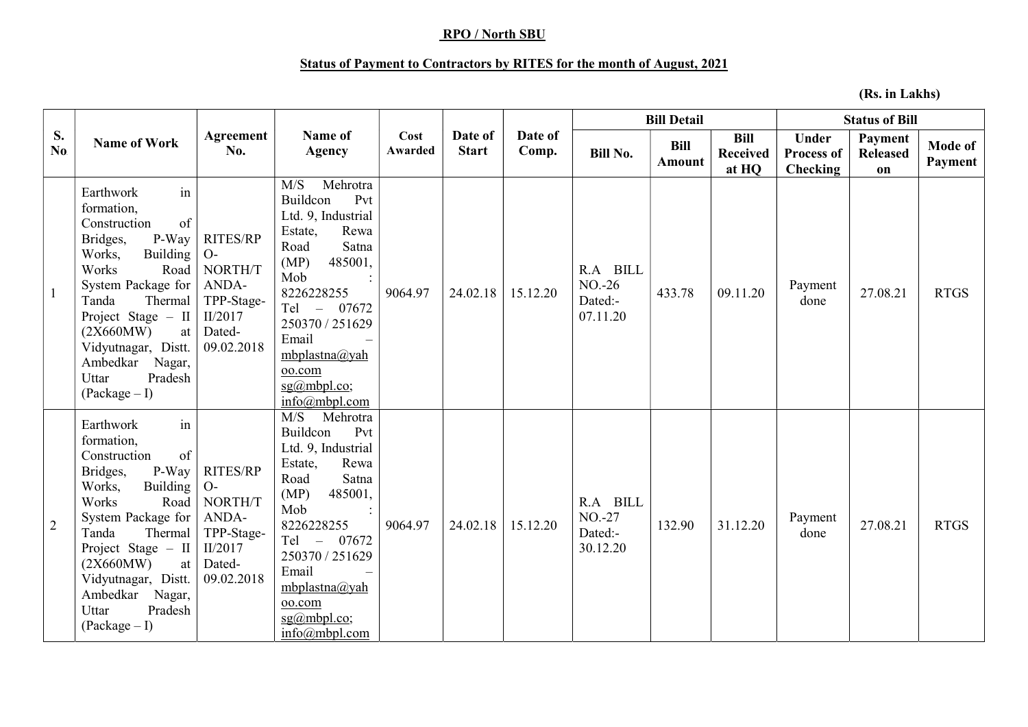**RPO / North SBU**

**Status of Payment to Contractors by RITES for the month of August, 2021**

**(Rs. in Lakhs)**

| S. No | Name of Work | Agreement No. | Name of Agency | Cost Awarded | Date of Start | Date of Comp. | Bill Detail | | | Status of Bill | | |
|---|---|---|---|---|---|---|---|---|---|---|---|---|
| | | | | | | | Bill No. | Bill Amount | Bill Received at HQ | Under Process of Checking | Payment Released on | Mode of Payment |
| 1 | Earthwork in formation, Construction of Bridges, P-Way Works, Building Works Road System Package for Tanda Thermal Project Stage – II (2X660MW) at Vidyutnagar, Distt. Ambedkar Nagar, Uttar Pradesh (Package – I) | RITES/RPO-NORTH/TANDA-TPP-Stage-II/2017 Dated-09.02.2018 | M/S Mehrotra Buildcon Pvt Ltd. 9, Industrial Estate, Rewa Road Satna (MP) 485001, Mob : 8226228255 Tel – 07672 250370 / 251629 Email – mbplastna@yahoo.com sg@mbpl.co; info@mbpl.com | 9064.97 | 24.02.18 | 15.12.20 | R.A BILL NO.-26 Dated:- 07.11.20 | 433.78 | 09.11.20 | Payment done | 27.08.21 | RTGS |
| 2 | Earthwork in formation, Construction of Bridges, P-Way Works, Building Works Road System Package for Tanda Thermal Project Stage – II (2X660MW) at Vidyutnagar, Distt. Ambedkar Nagar, Uttar Pradesh (Package – I) | RITES/RPO-NORTH/TANDA-TPP-Stage-II/2017 Dated-09.02.2018 | M/S Mehrotra Buildcon Pvt Ltd. 9, Industrial Estate, Rewa Road Satna (MP) 485001, Mob : 8226228255 Tel – 07672 250370 / 251629 Email – mbplastna@yahoo.com sg@mbpl.co; info@mbpl.com | 9064.97 | 24.02.18 | 15.12.20 | R.A BILL NO.-27 Dated:- 30.12.20 | 132.90 | 31.12.20 | Payment done | 27.08.21 | RTGS |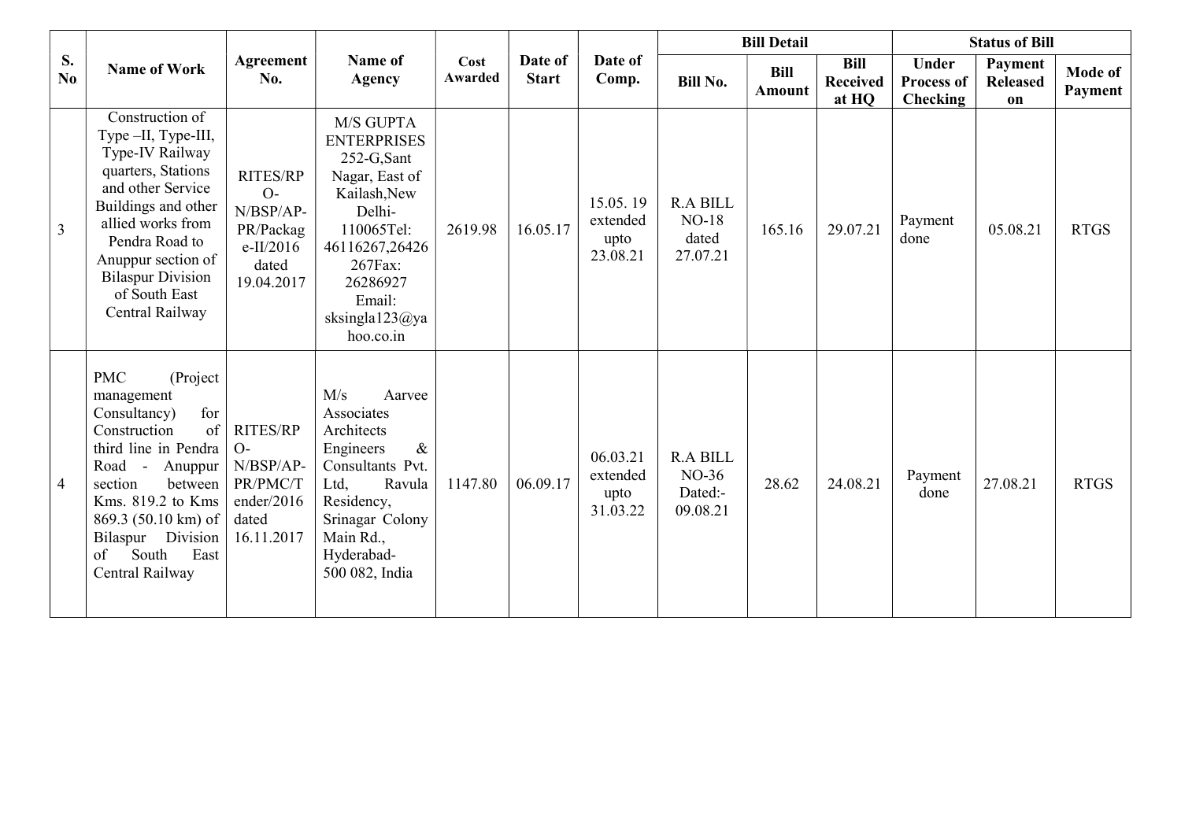| S. No | Name of Work | Agreement No. | Name of Agency | Cost Awarded | Date of Start | Date of Comp. | Bill Detail | | | Status of Bill | | |
|---|---|---|---|---|---|---|---|---|---|---|---|---|
| | | | | | | | Bill No. | Bill Amount | Bill Received at HQ | Under Process of Checking | Payment Released on | Mode of Payment |
| 3 | Construction of Type –II, Type-III, Type-IV Railway quarters, Stations and other Service Buildings and other allied works from Pendra Road to Anuppur section of Bilaspur Division of South East Central Railway | RITES/RPO-N/BSP/AP-PR/Package-II/2016 dated 19.04.2017 | M/S GUPTA ENTERPRISES 252-G,Sant Nagar, East of Kailash,New Delhi-110065Tel: 46116267,26426267Fax: 26286927 Email: sksingla123@yahoo.co.in | 2619.98 | 16.05.17 | 15.05. 19 extended upto 23.08.21 | R.A BILL NO-18 dated 27.07.21 | 165.16 | 29.07.21 | Payment done | 05.08.21 | RTGS |
| 4 | PMC (Project management Consultancy) for Construction of third line in Pendra Road - Anuppur section between Kms. 819.2 to Kms 869.3 (50.10 km) of Bilaspur Division of South East Central Railway | RITES/RPO-N/BSP/AP-PR/PMC/Tender/2016 dated 16.11.2017 | M/s Aarvee Associates Architects Engineers & Consultants Pvt. Ltd, Ravula Residency, Srinagar Colony Main Rd., Hyderabad-500 082, India | 1147.80 | 06.09.17 | 06.03.21 extended upto 31.03.22 | R.A BILL NO-36 Dated:-09.08.21 | 28.62 | 24.08.21 | Payment done | 27.08.21 | RTGS |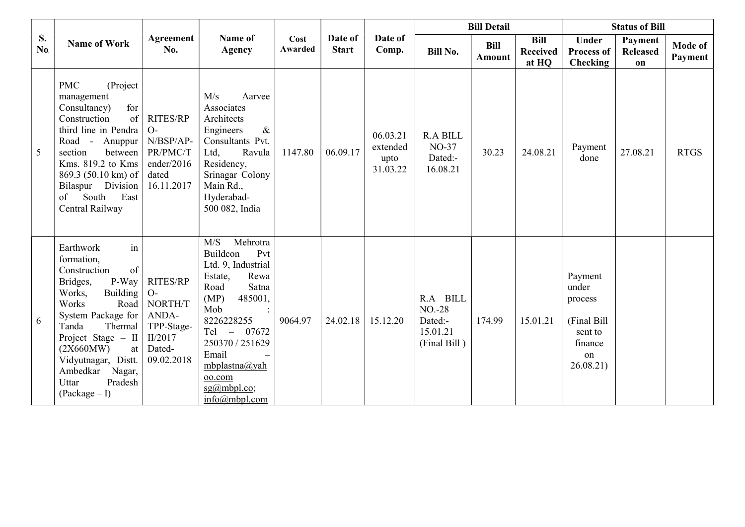| S. No | Name of Work | Agreement No. | Name of Agency | Cost Awarded | Date of Start | Date of Comp. | Bill Detail | | | Status of Bill | | |
|---|---|---|---|---|---|---|---|---|---|---|---|---|
| | | | | | | | Bill No. | Bill Amount | Bill Received at HQ | Under Process of Checking | Payment Released on | Mode of Payment |
| 5 | PMC (Project management Consultancy) for Construction of third line in Pendra Road - Anuppur section between Kms. 819.2 to Kms 869.3 (50.10 km) of Bilaspur Division of South East Central Railway | RITES/RPO-N/BSP/AP-PR/PMC/Tender/2016 dated 16.11.2017 | M/s Aarvee Associates Architects Engineers & Consultants Pvt. Ltd, Ravula Residency, Srinagar Colony Main Rd., Hyderabad-500 082, India | 1147.80 | 06.09.17 | 06.03.21 extended upto 31.03.22 | R.A BILL NO-37 Dated:- 16.08.21 | 30.23 | 24.08.21 | Payment done | 27.08.21 | RTGS |
| 6 | Earthwork in formation, Construction of Bridges, P-Way Works, Building Works Road System Package for Tanda Thermal Project Stage – II (2X660MW) at Vidyutnagar, Distt. Ambedkar Nagar, Uttar Pradesh (Package – I) | RITES/RPO-NORTH/TANDA-TPP-Stage-II/2017 Dated-09.02.2018 | M/S Mehrotra Buildcon Pvt Ltd. 9, Industrial Estate, Rewa Road Satna (MP) 485001, Mob : 8226228255 Tel – 07672 250370 / 251629 Email – mbplastna@yahoo.com sg@mbpl.co; info@mbpl.com | 9064.97 | 24.02.18 | 15.12.20 | R.A BILL NO.-28 Dated:- 15.01.21 (Final Bill ) | 174.99 | 15.01.21 | Payment under process (Final Bill sent to finance on 26.08.21) | | |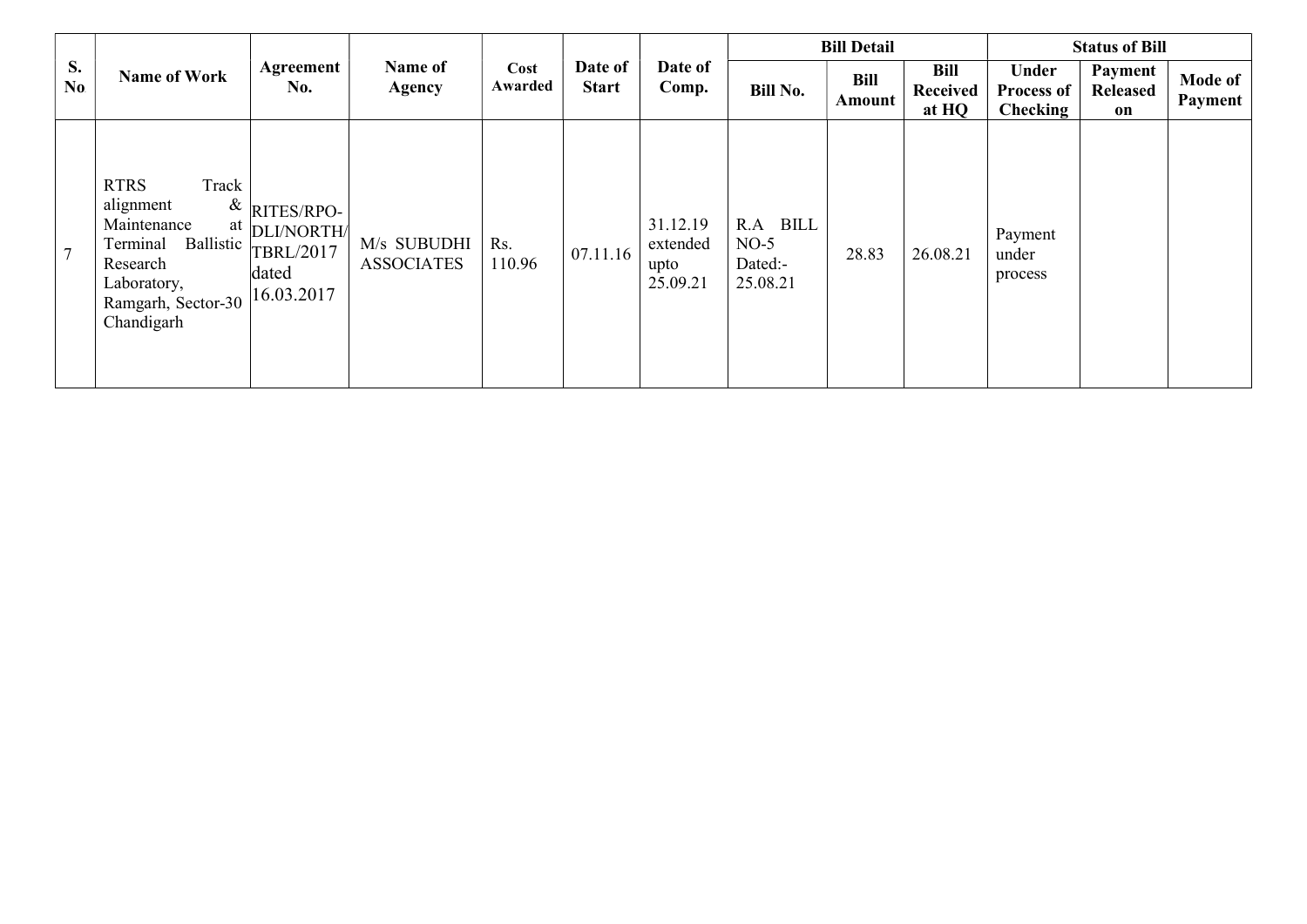| S. No | Name of Work | Agreement No. | Name of Agency | Cost Awarded | Date of Start | Date of Comp. | Bill Detail | | | Status of Bill | | |
|---|---|---|---|---|---|---|---|---|---|---|---|---|
| | | | | | | | Bill No. | Bill Amount | Bill Received at HQ | Under Process of Checking | Payment Released on | Mode of Payment |
| 7 | RTRS Track alignment & Maintenance at Terminal Ballistic Research Laboratory, Ramgarh, Sector-30 Chandigarh | RITES/RPO-DLI/NORTH/TBRL/2017 dated 16.03.2017 | M/s SUBUDHI ASSOCIATES | Rs. 110.96 | 07.11.16 | 31.12.19 extended upto 25.09.21 | R.A BILL NO-5 Dated:- 25.08.21 | 28.83 | 26.08.21 | Payment under process | | |